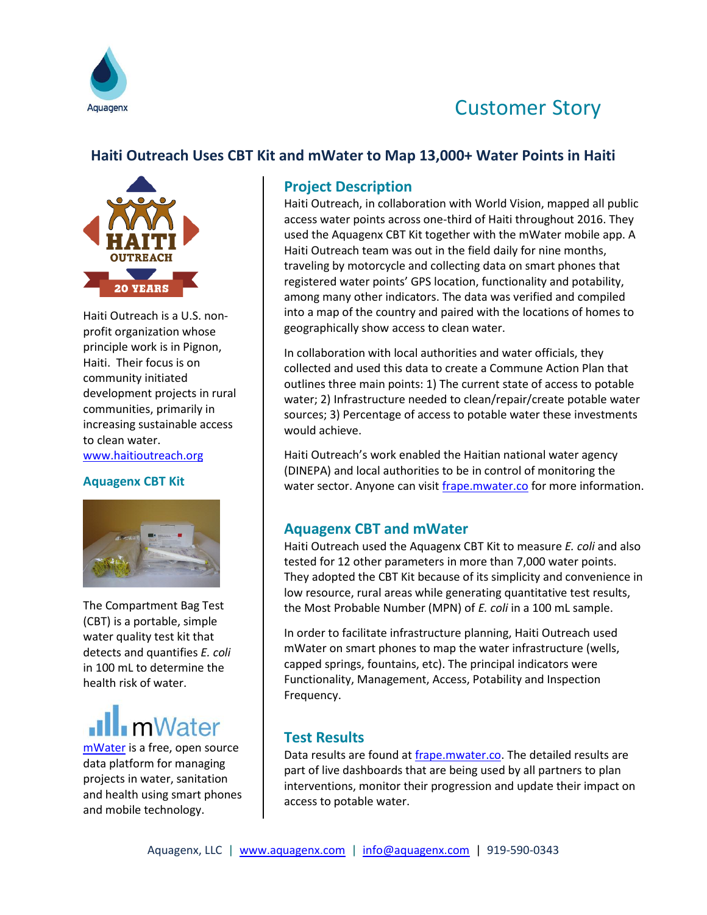Aquagenx

# Customer Story

## Haiti Outreach Uses CBT Kit and mWater to Map 13,000+ Water Points in Haiti

Haiti Outreach is a U.S. non-profit organization whose principle work is in Pignon, Haiti. Their focus is on community initiated development projects in rural communities, primarily in increasing sustainable access to clean water.
www.haitioutreach.org

### Aquagenx CBT Kit

The Compartment Bag Test (CBT) is a portable, simple water quality test kit that detects and quantifies *E. coli* in 100 mL to determine the health risk of water.

mWater is a free, open source data platform for managing projects in water, sanitation and health using smart phones and mobile technology.

### Project Description

Haiti Outreach, in collaboration with World Vision, mapped all public access water points across one-third of Haiti throughout 2016. They used the Aquagenx CBT Kit together with the mWater mobile app. A Haiti Outreach team was out in the field daily for nine months, traveling by motorcycle and collecting data on smart phones that registered water points' GPS location, functionality and potability, among many other indicators. The data was verified and compiled into a map of the country and paired with the locations of homes to geographically show access to clean water.

In collaboration with local authorities and water officials, they collected and used this data to create a Commune Action Plan that outlines three main points: 1) The current state of access to potable water; 2) Infrastructure needed to clean/repair/create potable water sources; 3) Percentage of access to potable water these investments would achieve.

Haiti Outreach's work enabled the Haitian national water agency (DINEPA) and local authorities to be in control of monitoring the water sector. Anyone can visit frape.mwater.co for more information.

### Aquagenx CBT and mWater

Haiti Outreach used the Aquagenx CBT Kit to measure *E. coli* and also tested for 12 other parameters in more than 7,000 water points. They adopted the CBT Kit because of its simplicity and convenience in low resource, rural areas while generating quantitative test results, the Most Probable Number (MPN) of *E. coli* in a 100 mL sample.

In order to facilitate infrastructure planning, Haiti Outreach used mWater on smart phones to map the water infrastructure (wells, capped springs, fountains, etc). The principal indicators were Functionality, Management, Access, Potability and Inspection Frequency.

### Test Results

Data results are found at frape.mwater.co. The detailed results are part of live dashboards that are being used by all partners to plan interventions, monitor their progression and update their impact on access to potable water.

Aquagenx, LLC | www.aquagenx.com | info@aquagenx.com | 919-590-0343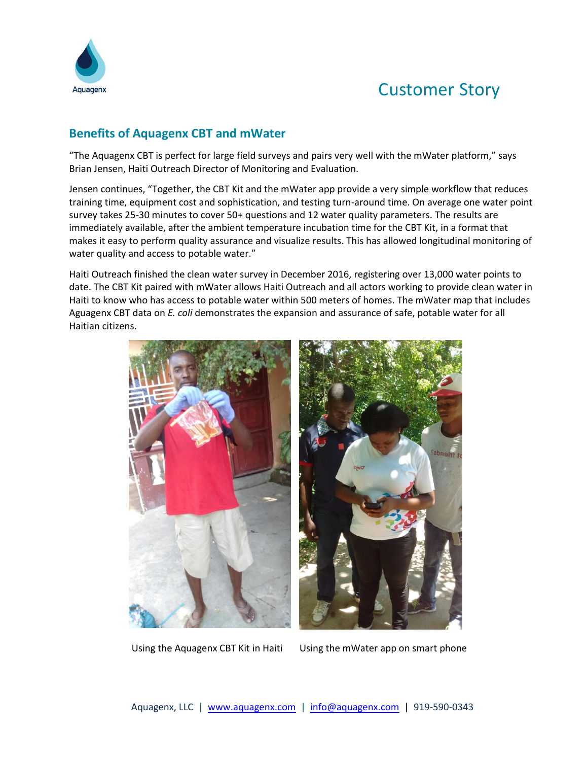## Benefits of Aquagenx CBT and mWater

"The Aquagenx CBT is perfect for large field surveys and pairs very well with the mWater platform," says Brian Jensen, Haiti Outreach Director of Monitoring and Evaluation.

Jensen continues, "Together, the CBT Kit and the mWater app provide a very simple workflow that reduces training time, equipment cost and sophistication, and testing turn-around time. On average one water point survey takes 25-30 minutes to cover 50+ questions and 12 water quality parameters. The results are immediately available, after the ambient temperature incubation time for the CBT Kit, in a format that makes it easy to perform quality assurance and visualize results. This has allowed longitudinal monitoring of water quality and access to potable water."

Haiti Outreach finished the clean water survey in December 2016, registering over 13,000 water points to date. The CBT Kit paired with mWater allows Haiti Outreach and all actors working to provide clean water in Haiti to know who has access to potable water within 500 meters of homes. The mWater map that includes Aguagenx CBT data on *E. coli* demonstrates the expansion and assurance of safe, potable water for all Haitian citizens.

Using the Aquagenx CBT Kit in Haiti

Using the mWater app on smart phone

Aquagenx, LLC | www.aquagenx.com | info@aquagenx.com | 919-590-0343